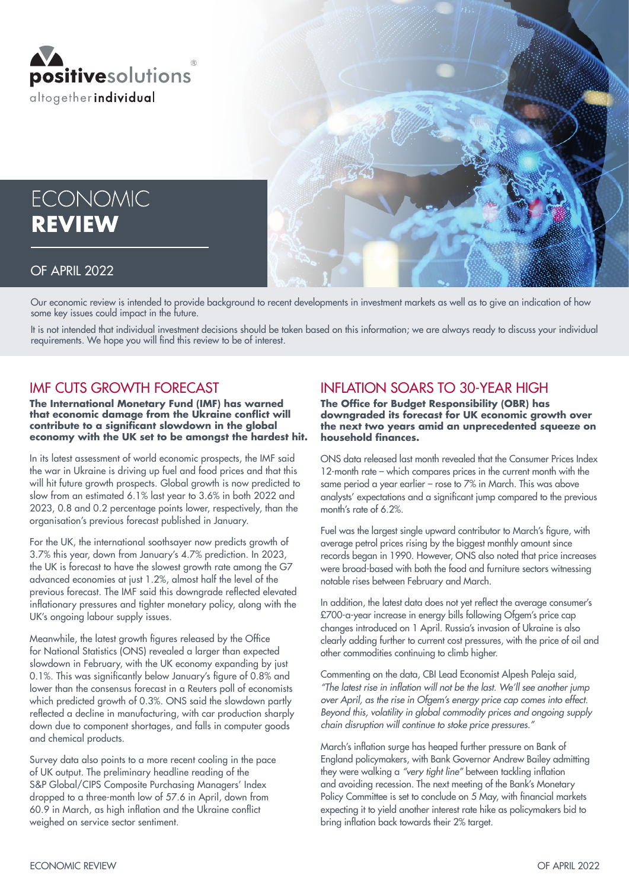positivesolutions®
altogether**individual**

# ECONOMIC **REVIEW**

## OF APRIL 2022

Our economic review is intended to provide background to recent developments in investment markets as well as to give an indication of how some key issues could impact in the future.

It is not intended that individual investment decisions should be taken based on this information; we are always ready to discuss your individual requirements. We hope you will find this review to be of interest.

## IMF CUTS GROWTH FORECAST

**The International Monetary Fund (IMF) has warned that economic damage from the Ukraine conflict will contribute to a significant slowdown in the global economy with the UK set to be amongst the hardest hit.**

In its latest assessment of world economic prospects, the IMF said the war in Ukraine is driving up fuel and food prices and that this will hit future growth prospects. Global growth is now predicted to slow from an estimated 6.1% last year to 3.6% in both 2022 and 2023, 0.8 and 0.2 percentage points lower, respectively, than the organisation's previous forecast published in January.

For the UK, the international soothsayer now predicts growth of 3.7% this year, down from January's 4.7% prediction. In 2023, the UK is forecast to have the slowest growth rate among the G7 advanced economies at just 1.2%, almost half the level of the previous forecast. The IMF said this downgrade reflected elevated inflationary pressures and tighter monetary policy, along with the UK's ongoing labour supply issues.

Meanwhile, the latest growth figures released by the Office for National Statistics (ONS) revealed a larger than expected slowdown in February, with the UK economy expanding by just 0.1%. This was significantly below January's figure of 0.8% and lower than the consensus forecast in a Reuters poll of economists which predicted growth of 0.3%. ONS said the slowdown partly reflected a decline in manufacturing, with car production sharply down due to component shortages, and falls in computer goods and chemical products.

Survey data also points to a more recent cooling in the pace of UK output. The preliminary headline reading of the S&P Global/CIPS Composite Purchasing Managers' Index dropped to a three-month low of 57.6 in April, down from 60.9 in March, as high inflation and the Ukraine conflict weighed on service sector sentiment.

## INFLATION SOARS TO 30-YEAR HIGH

**The Office for Budget Responsibility (OBR) has downgraded its forecast for UK economic growth over the next two years amid an unprecedented squeeze on household finances.**

ONS data released last month revealed that the Consumer Prices Index 12-month rate – which compares prices in the current month with the same period a year earlier – rose to 7% in March. This was above analysts' expectations and a significant jump compared to the previous month's rate of 6.2%.

Fuel was the largest single upward contributor to March's figure, with average petrol prices rising by the biggest monthly amount since records began in 1990. However, ONS also noted that price increases were broad-based with both the food and furniture sectors witnessing notable rises between February and March.

In addition, the latest data does not yet reflect the average consumer's £700-a-year increase in energy bills following Ofgem's price cap changes introduced on 1 April. Russia's invasion of Ukraine is also clearly adding further to current cost pressures, with the price of oil and other commodities continuing to climb higher.

Commenting on the data, CBI Lead Economist Alpesh Paleja said, *"The latest rise in inflation will not be the last. We'll see another jump over April, as the rise in Ofgem's energy price cap comes into effect. Beyond this, volatility in global commodity prices and ongoing supply chain disruption will continue to stoke price pressures."*

March's inflation surge has heaped further pressure on Bank of England policymakers, with Bank Governor Andrew Bailey admitting they were walking a *"very tight line"* between tackling inflation and avoiding recession. The next meeting of the Bank's Monetary Policy Committee is set to conclude on 5 May, with financial markets expecting it to yield another interest rate hike as policymakers bid to bring inflation back towards their 2% target.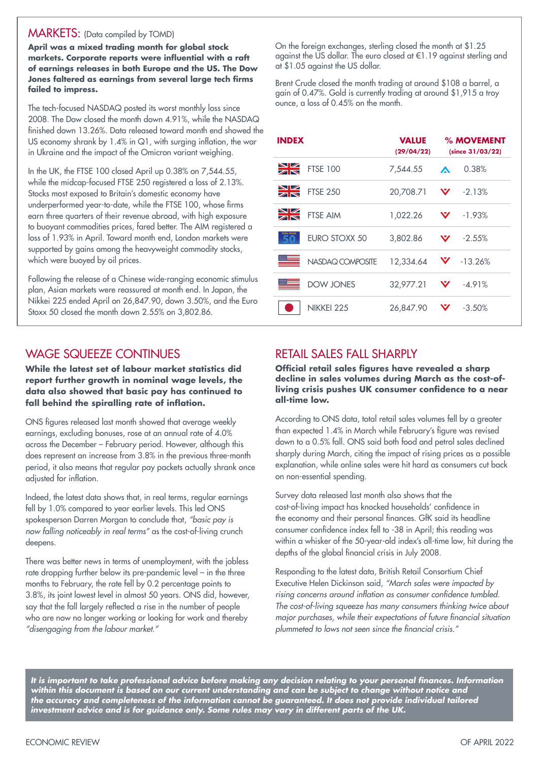## MARKETS: (Data compiled by TOMD)

**April was a mixed trading month for global stock markets. Corporate reports were influential with a raft of earnings releases in both Europe and the US. The Dow Jones faltered as earnings from several large tech firms failed to impress.**

The tech-focused NASDAQ posted its worst monthly loss since 2008. The Dow closed the month down 4.91%, while the NASDAQ finished down 13.26%. Data released toward month end showed the US economy shrank by 1.4% in Q1, with surging inflation, the war in Ukraine and the impact of the Omicron variant weighing.

In the UK, the FTSE 100 closed April up 0.38% on 7,544.55, while the midcap-focused FTSE 250 registered a loss of 2.13%. Stocks most exposed to Britain's domestic economy have underperformed year-to-date, while the FTSE 100, whose firms earn three quarters of their revenue abroad, with high exposure to buoyant commodities prices, fared better. The AIM registered a loss of 1.93% in April. Toward month end, London markets were supported by gains among the heavyweight commodity stocks, which were buoyed by oil prices.

Following the release of a Chinese wide-ranging economic stimulus plan, Asian markets were reassured at month end. In Japan, the Nikkei 225 ended April on 26,847.90, down 3.50%, and the Euro Stoxx 50 closed the month down 2.55% on 3,802.86.

On the foreign exchanges, sterling closed the month at $1.25 against the US dollar. The euro closed at €1.19 against sterling and at $1.05 against the US dollar.

Brent Crude closed the month trading at around $108 a barrel, a gain of 0.47%. Gold is currently trading at around $1,915 a troy ounce, a loss of 0.45% on the month.

| INDEX | VALUE (29/04/22) | % MOVEMENT (since 31/03/22) |
|---|---|---|
| FTSE 100 | 7,544.55 | 0.38% |
| FTSE 250 | 20,708.71 | -2.13% |
| FTSE AIM | 1,022.26 | -1.93% |
| EURO STOXX 50 | 3,802.86 | -2.55% |
| NASDAQ COMPOSITE | 12,334.64 | -13.26% |
| DOW JONES | 32,977.21 | -4.91% |
| NIKKEI 225 | 26,847.90 | -3.50% |

## WAGE SQUEEZE CONTINUES

**While the latest set of labour market statistics did report further growth in nominal wage levels, the data also showed that basic pay has continued to fall behind the spiralling rate of inflation.**

ONS figures released last month showed that average weekly earnings, excluding bonuses, rose at an annual rate of 4.0% across the December – February period. However, although this does represent an increase from 3.8% in the previous three-month period, it also means that regular pay packets actually shrank once adjusted for inflation.

Indeed, the latest data shows that, in real terms, regular earnings fell by 1.0% compared to year earlier levels. This led ONS spokesperson Darren Morgan to conclude that, *"basic pay is now falling noticeably in real terms"* as the cost-of-living crunch deepens.

There was better news in terms of unemployment, with the jobless rate dropping further below its pre-pandemic level – in the three months to February, the rate fell by 0.2 percentage points to 3.8%, its joint lowest level in almost 50 years. ONS did, however, say that the fall largely reflected a rise in the number of people who are now no longer working or looking for work and thereby *"disengaging from the labour market."*

## RETAIL SALES FALL SHARPLY

**Official retail sales figures have revealed a sharp decline in sales volumes during March as the cost-of-living crisis pushes UK consumer confidence to a near all-time low.**

According to ONS data, total retail sales volumes fell by a greater than expected 1.4% in March while February's figure was revised down to a 0.5% fall. ONS said both food and petrol sales declined sharply during March, citing the impact of rising prices as a possible explanation, while online sales were hit hard as consumers cut back on non-essential spending.

Survey data released last month also shows that the cost-of-living impact has knocked households' confidence in the economy and their personal finances. GfK said its headline consumer confidence index fell to -38 in April; this reading was within a whisker of the 50-year-old index's all-time low, hit during the depths of the global financial crisis in July 2008.

Responding to the latest data, British Retail Consortium Chief Executive Helen Dickinson said, *"March sales were impacted by rising concerns around inflation as consumer confidence tumbled. The cost-of-living squeeze has many consumers thinking twice about major purchases, while their expectations of future financial situation plummeted to lows not seen since the financial crisis."*

***It is important to take professional advice before making any decision relating to your personal finances. Information within this document is based on our current understanding and can be subject to change without notice and the accuracy and completeness of the information cannot be guaranteed. It does not provide individual tailored investment advice and is for guidance only. Some rules may vary in different parts of the UK.***